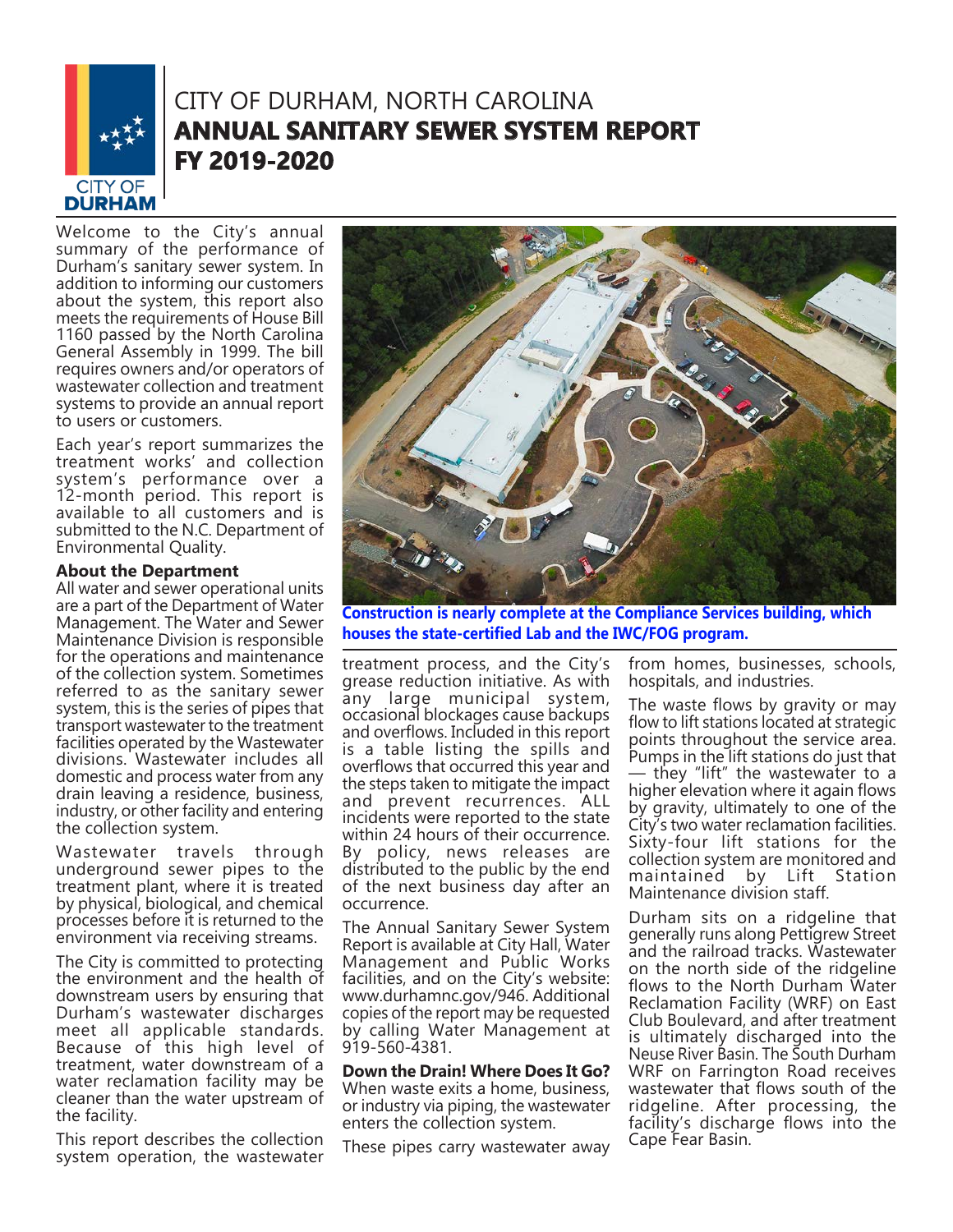# CITY OF DURHAM, NORTH CAROLINA

## ANNUAL SANITARY SEWER SYSTEM REPORT FY 2019-2020

Welcome to the City's annual summary of the performance of Durham's sanitary sewer system. In addition to informing our customers about the system, this report also meets the requirements of House Bill 1160 passed by the North Carolina General Assembly in 1999. The bill requires owners and/or operators of wastewater collection and treatment systems to provide an annual report to users or customers.

Each year's report summarizes the treatment works' and collection system's performance over a 12-month period. This report is available to all customers and is submitted to the N.C. Department of Environmental Quality.

### About the Department

All water and sewer operational units are a part of the Department of Water Management. The Water and Sewer Maintenance Division is responsible for the operations and maintenance of the collection system. Sometimes referred to as the sanitary sewer system, this is the series of pipes that transport wastewater to the treatment facilities operated by the Wastewater divisions. Wastewater includes all domestic and process water from any drain leaving a residence, business, industry, or other facility and entering the collection system.

Wastewater travels through underground sewer pipes to the treatment plant, where it is treated by physical, biological, and chemical processes before it is returned to the environment via receiving streams.

The City is committed to protecting the environment and the health of downstream users by ensuring that Durham's wastewater discharges meet all applicable standards. Because of this high level of treatment, water downstream of a water reclamation facility may be cleaner than the water upstream of the facility.

This report describes the collection system operation, the wastewater treatment process, and the City's grease reduction initiative. As with any large municipal system, occasional blockages cause backups and overflows. Included in this report is a table listing the spills and overflows that occurred this year and the steps taken to mitigate the impact and prevent recurrences. ALL incidents were reported to the state within 24 hours of their occurrence. By policy, news releases are distributed to the public by the end of the next business day after an occurrence.

The Annual Sanitary Sewer System Report is available at City Hall, Water Management and Public Works facilities, and on the City's website: www.durhamnc.gov/946. Additional copies of the report may be requested by calling Water Management at 919-560-4381.

**Construction is nearly complete at the Compliance Services building, which houses the state-certified Lab and the IWC/FOG program.**

### Down the Drain! Where Does It Go?

When waste exits a home, business, or industry via piping, the wastewater enters the collection system.

These pipes carry wastewater away from homes, businesses, schools, hospitals, and industries.

The waste flows by gravity or may flow to lift stations located at strategic points throughout the service area. Pumps in the lift stations do just that — they "lift" the wastewater to a higher elevation where it again flows by gravity, ultimately to one of the City's two water reclamation facilities. Sixty-four lift stations for the collection system are monitored and maintained by Lift Station Maintenance division staff.

Durham sits on a ridgeline that generally runs along Pettigrew Street and the railroad tracks. Wastewater on the north side of the ridgeline flows to the North Durham Water Reclamation Facility (WRF) on East Club Boulevard, and after treatment is ultimately discharged into the Neuse River Basin. The South Durham WRF on Farrington Road receives wastewater that flows south of the ridgeline. After processing, the facility's discharge flows into the Cape Fear Basin.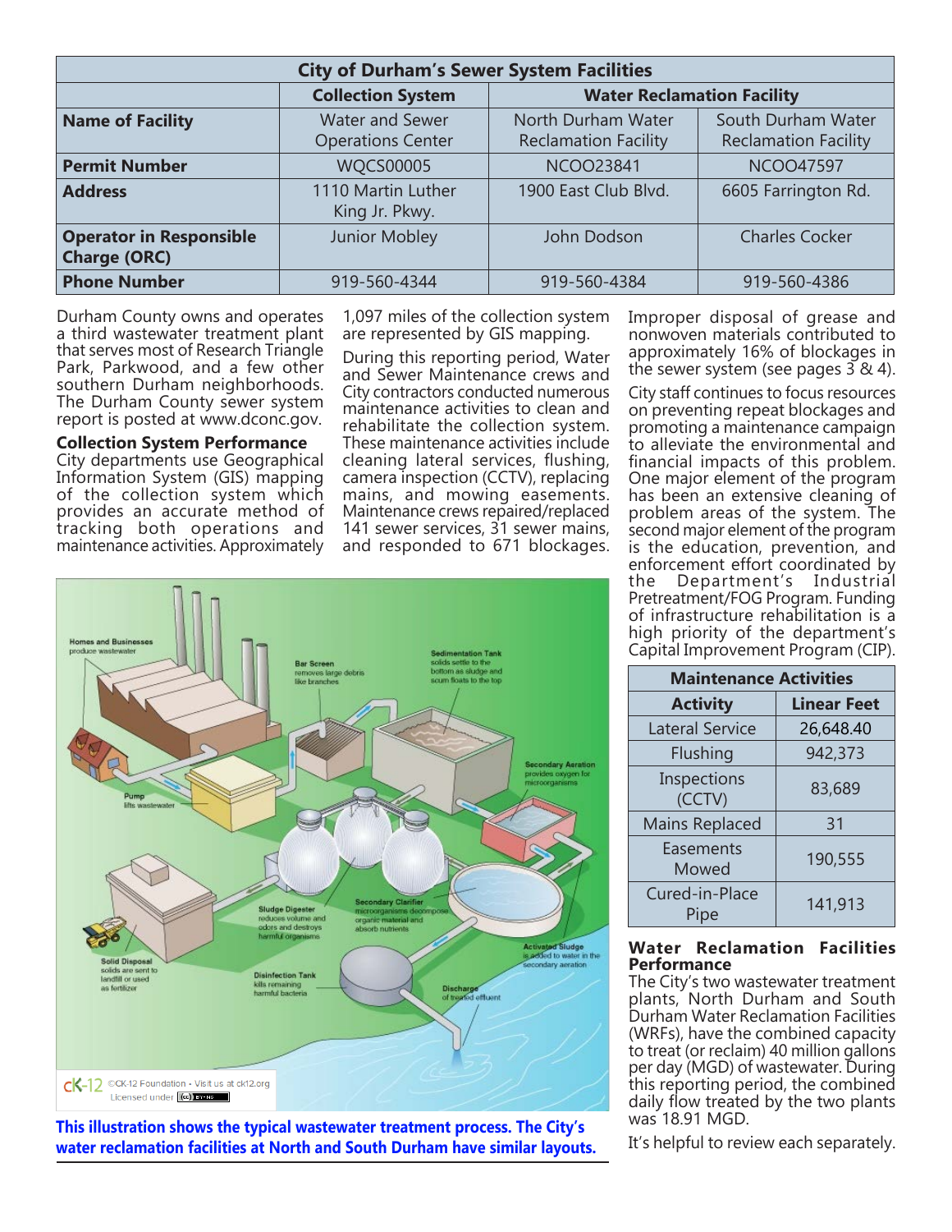| City of Durham's Sewer System Facilities | | | |
|---|---|---|---|
| | Collection System | Water Reclamation Facility | |
| **Name of Facility** | Water and Sewer Operations Center | North Durham Water Reclamation Facility | South Durham Water Reclamation Facility |
| **Permit Number** | WQCS00005 | NCOO23841 | NCOO47597 |
| **Address** | 1110 Martin Luther King Jr. Pkwy. | 1900 East Club Blvd. | 6605 Farrington Rd. |
| **Operator in Responsible Charge (ORC)** | Junior Mobley | John Dodson | Charles Cocker |
| **Phone Number** | 919-560-4344 | 919-560-4384 | 919-560-4386 |

Durham County owns and operates a third wastewater treatment plant that serves most of Research Triangle Park, Parkwood, and a few other southern Durham neighborhoods. The Durham County sewer system report is posted at www.dconc.gov.

**Collection System Performance**

City departments use Geographical Information System (GIS) mapping of the collection system which provides an accurate method of tracking both operations and maintenance activities. Approximately 1,097 miles of the collection system are represented by GIS mapping.

During this reporting period, Water and Sewer Maintenance crews and City contractors conducted numerous maintenance activities to clean and rehabilitate the collection system. These maintenance activities include cleaning lateral services, flushing, camera inspection (CCTV), replacing mains, and mowing easements. Maintenance crews repaired/replaced 141 sewer services, 31 sewer mains, and responded to 671 blockages.

Improper disposal of grease and nonwoven materials contributed to approximately 16% of blockages in the sewer system (see pages 3 & 4).

City staff continues to focus resources on preventing repeat blockages and promoting a maintenance campaign to alleviate the environmental and financial impacts of this problem. One major element of the program has been an extensive cleaning of problem areas of the system. The second major element of the program is the education, prevention, and enforcement effort coordinated by the Department's Industrial Pretreatment/FOG Program. Funding of infrastructure rehabilitation is a high priority of the department's Capital Improvement Program (CIP).

| Maintenance Activities | |
|---|---|
| **Activity** | **Linear Feet** |
| Lateral Service | 26,648.40 |
| Flushing | 942,373 |
| Inspections (CCTV) | 83,689 |
| Mains Replaced | 31 |
| Easements Mowed | 190,555 |
| Cured-in-Place Pipe | 141,913 |

**This illustration shows the typical wastewater treatment process. The City's water reclamation facilities at North and South Durham have similar layouts.**

**Water Reclamation Facilities Performance**

The City's two wastewater treatment plants, North Durham and South Durham Water Reclamation Facilities (WRFs), have the combined capacity to treat (or reclaim) 40 million gallons per day (MGD) of wastewater. During this reporting period, the combined daily flow treated by the two plants was 18.91 MGD.

It's helpful to review each separately.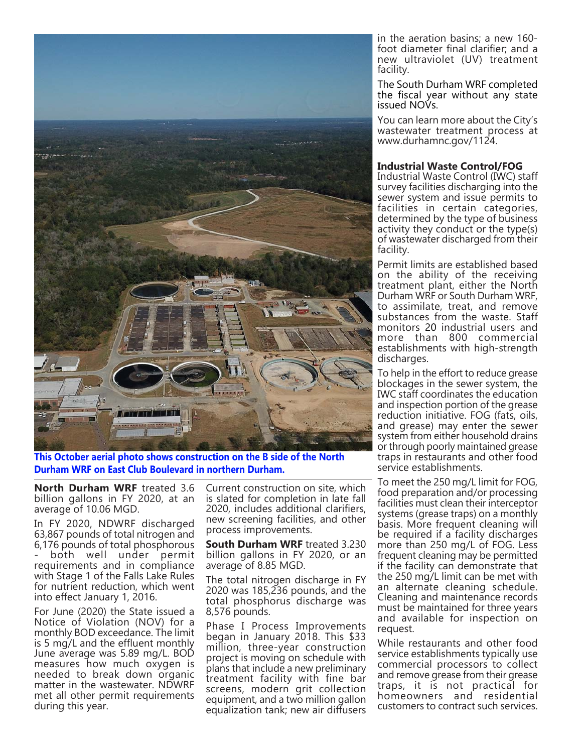This October aerial photo shows construction on the B side of the North Durham WRF on East Club Boulevard in northern Durham.

**North Durham WRF** treated 3.6 billion gallons in FY 2020, at an average of 10.06 MGD.

In FY 2020, NDWRF discharged 63,867 pounds of total nitrogen and 6,176 pounds of total phosphorous - both well under permit requirements and in compliance with Stage 1 of the Falls Lake Rules for nutrient reduction, which went into effect January 1, 2016.

For June (2020) the State issued a Notice of Violation (NOV) for a monthly BOD exceedance. The limit is 5 mg/L and the effluent monthly June average was 5.89 mg/L. BOD measures how much oxygen is needed to break down organic matter in the wastewater. NDWRF met all other permit requirements during this year.

Current construction on site, which is slated for completion in late fall 2020, includes additional clarifiers, new screening facilities, and other process improvements.

**South Durham WRF** treated 3.230 billion gallons in FY 2020, or an average of 8.85 MGD.

The total nitrogen discharge in FY 2020 was 185,236 pounds, and the total phosphorus discharge was 8,576 pounds.

Phase I Process Improvements began in January 2018. This $33 million, three-year construction project is moving on schedule with plans that include a new preliminary treatment facility with fine bar screens, modern grit collection equipment, and a two million gallon equalization tank; new air diffusers in the aeration basins; a new 160-foot diameter final clarifier; and a new ultraviolet (UV) treatment facility.

The South Durham WRF completed the fiscal year without any state issued NOVs.

You can learn more about the City's wastewater treatment process at www.durhamnc.gov/1124.

### Industrial Waste Control/FOG

Industrial Waste Control (IWC) staff survey facilities discharging into the sewer system and issue permits to facilities in certain categories, determined by the type of business activity they conduct or the type(s) of wastewater discharged from their facility.

Permit limits are established based on the ability of the receiving treatment plant, either the North Durham WRF or South Durham WRF, to assimilate, treat, and remove substances from the waste. Staff monitors 20 industrial users and more than 800 commercial establishments with high-strength discharges.

To help in the effort to reduce grease blockages in the sewer system, the IWC staff coordinates the education and inspection portion of the grease reduction initiative. FOG (fats, oils, and grease) may enter the sewer system from either household drains or through poorly maintained grease traps in restaurants and other food service establishments.

To meet the 250 mg/L limit for FOG, food preparation and/or processing facilities must clean their interceptor systems (grease traps) on a monthly basis. More frequent cleaning will be required if a facility discharges more than 250 mg/L of FOG. Less frequent cleaning may be permitted if the facility can demonstrate that the 250 mg/L limit can be met with an alternate cleaning schedule. Cleaning and maintenance records must be maintained for three years and available for inspection on request.

While restaurants and other food service establishments typically use commercial processors to collect and remove grease from their grease traps, it is not practical for homeowners and residential customers to contract such services.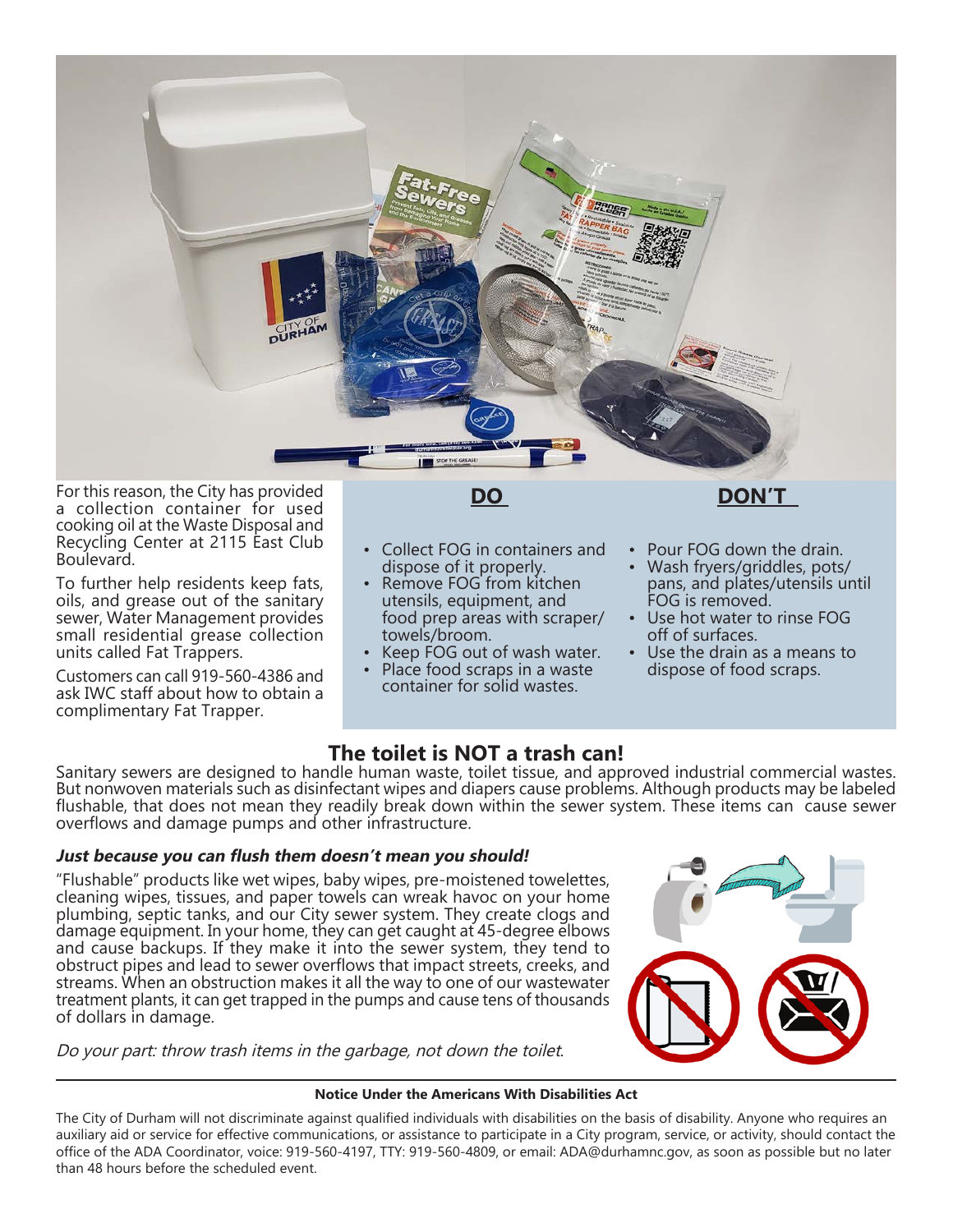For this reason, the City has provided a collection container for used cooking oil at the Waste Disposal and Recycling Center at 2115 East Club Boulevard.

To further help residents keep fats, oils, and grease out of the sanitary sewer, Water Management provides small residential grease collection units called Fat Trappers.

Customers can call 919-560-4386 and ask IWC staff about how to obtain a complimentary Fat Trapper.

**DO**

- Collect FOG in containers and dispose of it properly.
- Remove FOG from kitchen utensils, equipment, and food prep areas with scraper/towels/broom.
- Keep FOG out of wash water.
- Place food scraps in a waste container for solid wastes.

**DON'T**

- Pour FOG down the drain.
- Wash fryers/griddles, pots/pans, and plates/utensils until FOG is removed.
- Use hot water to rinse FOG off of surfaces.
- Use the drain as a means to dispose of food scraps.

## The toilet is NOT a trash can!

Sanitary sewers are designed to handle human waste, toilet tissue, and approved industrial commercial wastes. But nonwoven materials such as disinfectant wipes and diapers cause problems. Although products may be labeled flushable, that does not mean they readily break down within the sewer system. These items can cause sewer overflows and damage pumps and other infrastructure.

### *Just because you can flush them doesn't mean you should!*

"Flushable" products like wet wipes, baby wipes, pre-moistened towelettes, cleaning wipes, tissues, and paper towels can wreak havoc on your home plumbing, septic tanks, and our City sewer system. They create clogs and damage equipment. In your home, they can get caught at 45-degree elbows and cause backups. If they make it into the sewer system, they tend to obstruct pipes and lead to sewer overflows that impact streets, creeks, and streams. When an obstruction makes it all the way to one of our wastewater treatment plants, it can get trapped in the pumps and cause tens of thousands of dollars in damage.

*Do your part: throw trash items in the garbage, not down the toilet.*

---

**Notice Under the Americans With Disabilities Act**

The City of Durham will not discriminate against qualified individuals with disabilities on the basis of disability. Anyone who requires an auxiliary aid or service for effective communications, or assistance to participate in a City program, service, or activity, should contact the office of the ADA Coordinator, voice: 919-560-4197, TTY: 919-560-4809, or email: ADA@durhamnc.gov, as soon as possible but no later than 48 hours before the scheduled event.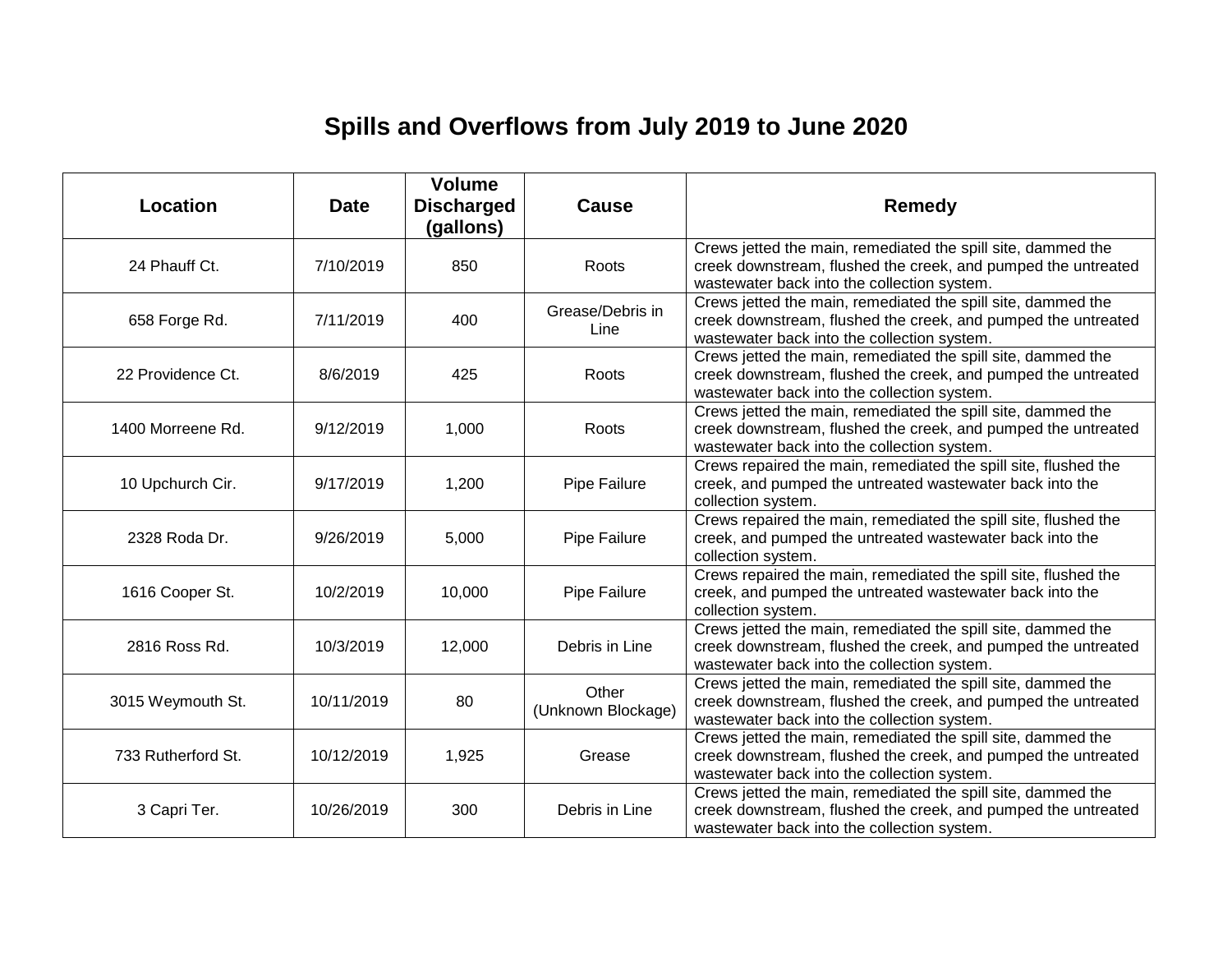# Spills and Overflows from July 2019 to June 2020

| Location | Date | Volume Discharged (gallons) | Cause | Remedy |
|---|---|---|---|---|
| 24 Phauff Ct. | 7/10/2019 | 850 | Roots | Crews jetted the main, remediated the spill site, dammed the creek downstream, flushed the creek, and pumped the untreated wastewater back into the collection system. |
| 658 Forge Rd. | 7/11/2019 | 400 | Grease/Debris in Line | Crews jetted the main, remediated the spill site, dammed the creek downstream, flushed the creek, and pumped the untreated wastewater back into the collection system. |
| 22 Providence Ct. | 8/6/2019 | 425 | Roots | Crews jetted the main, remediated the spill site, dammed the creek downstream, flushed the creek, and pumped the untreated wastewater back into the collection system. |
| 1400 Morreene Rd. | 9/12/2019 | 1,000 | Roots | Crews jetted the main, remediated the spill site, dammed the creek downstream, flushed the creek, and pumped the untreated wastewater back into the collection system. |
| 10 Upchurch Cir. | 9/17/2019 | 1,200 | Pipe Failure | Crews repaired the main, remediated the spill site, flushed the creek, and pumped the untreated wastewater back into the collection system. |
| 2328 Roda Dr. | 9/26/2019 | 5,000 | Pipe Failure | Crews repaired the main, remediated the spill site, flushed the creek, and pumped the untreated wastewater back into the collection system. |
| 1616 Cooper St. | 10/2/2019 | 10,000 | Pipe Failure | Crews repaired the main, remediated the spill site, flushed the creek, and pumped the untreated wastewater back into the collection system. |
| 2816 Ross Rd. | 10/3/2019 | 12,000 | Debris in Line | Crews jetted the main, remediated the spill site, dammed the creek downstream, flushed the creek, and pumped the untreated wastewater back into the collection system. |
| 3015 Weymouth St. | 10/11/2019 | 80 | Other (Unknown Blockage) | Crews jetted the main, remediated the spill site, dammed the creek downstream, flushed the creek, and pumped the untreated wastewater back into the collection system. |
| 733 Rutherford St. | 10/12/2019 | 1,925 | Grease | Crews jetted the main, remediated the spill site, dammed the creek downstream, flushed the creek, and pumped the untreated wastewater back into the collection system. |
| 3 Capri Ter. | 10/26/2019 | 300 | Debris in Line | Crews jetted the main, remediated the spill site, dammed the creek downstream, flushed the creek, and pumped the untreated wastewater back into the collection system. |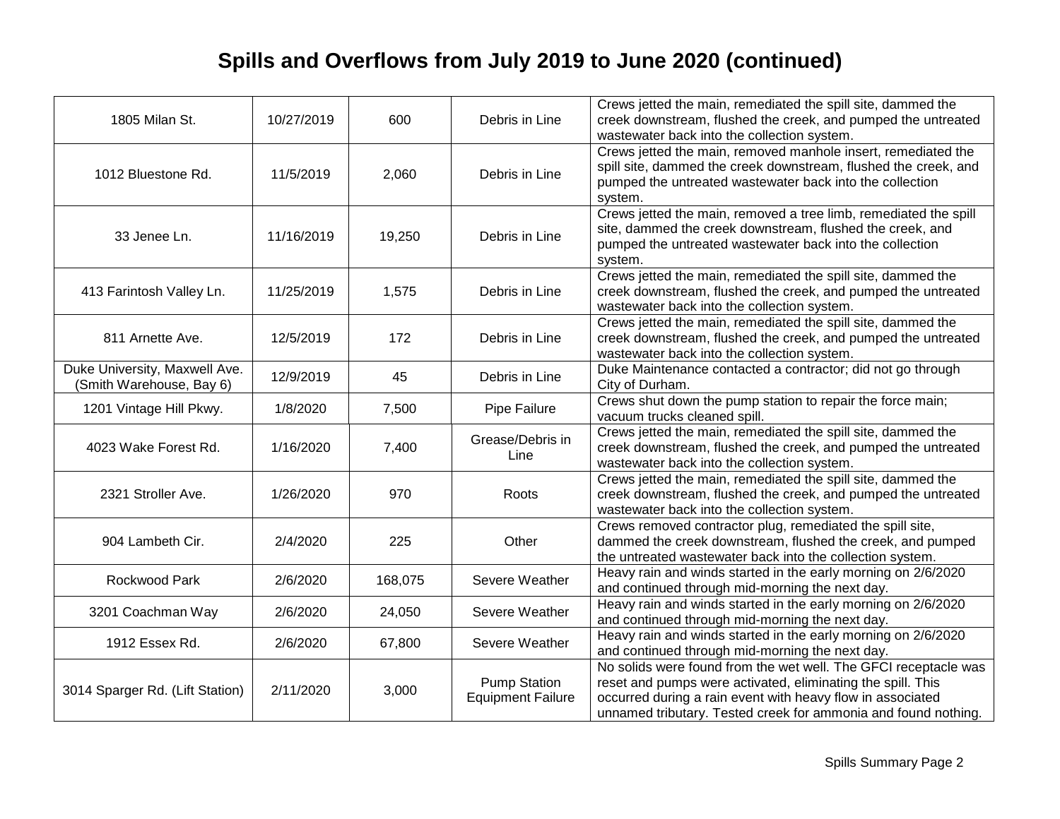# Spills and Overflows from July 2019 to June 2020 (continued)

| | | | | |
|---|---|---|---|---|
| 1805 Milan St. | 10/27/2019 | 600 | Debris in Line | Crews jetted the main, remediated the spill site, dammed the creek downstream, flushed the creek, and pumped the untreated wastewater back into the collection system. |
| 1012 Bluestone Rd. | 11/5/2019 | 2,060 | Debris in Line | Crews jetted the main, removed manhole insert, remediated the spill site, dammed the creek downstream, flushed the creek, and pumped the untreated wastewater back into the collection system. |
| 33 Jenee Ln. | 11/16/2019 | 19,250 | Debris in Line | Crews jetted the main, removed a tree limb, remediated the spill site, dammed the creek downstream, flushed the creek, and pumped the untreated wastewater back into the collection system. |
| 413 Farintosh Valley Ln. | 11/25/2019 | 1,575 | Debris in Line | Crews jetted the main, remediated the spill site, dammed the creek downstream, flushed the creek, and pumped the untreated wastewater back into the collection system. |
| 811 Arnette Ave. | 12/5/2019 | 172 | Debris in Line | Crews jetted the main, remediated the spill site, dammed the creek downstream, flushed the creek, and pumped the untreated wastewater back into the collection system. |
| Duke University, Maxwell Ave. (Smith Warehouse, Bay 6) | 12/9/2019 | 45 | Debris in Line | Duke Maintenance contacted a contractor; did not go through City of Durham. |
| 1201 Vintage Hill Pkwy. | 1/8/2020 | 7,500 | Pipe Failure | Crews shut down the pump station to repair the force main; vacuum trucks cleaned spill. |
| 4023 Wake Forest Rd. | 1/16/2020 | 7,400 | Grease/Debris in Line | Crews jetted the main, remediated the spill site, dammed the creek downstream, flushed the creek, and pumped the untreated wastewater back into the collection system. |
| 2321 Stroller Ave. | 1/26/2020 | 970 | Roots | Crews jetted the main, remediated the spill site, dammed the creek downstream, flushed the creek, and pumped the untreated wastewater back into the collection system. |
| 904 Lambeth Cir. | 2/4/2020 | 225 | Other | Crews removed contractor plug, remediated the spill site, dammed the creek downstream, flushed the creek, and pumped the untreated wastewater back into the collection system. |
| Rockwood Park | 2/6/2020 | 168,075 | Severe Weather | Heavy rain and winds started in the early morning on 2/6/2020 and continued through mid-morning the next day. |
| 3201 Coachman Way | 2/6/2020 | 24,050 | Severe Weather | Heavy rain and winds started in the early morning on 2/6/2020 and continued through mid-morning the next day. |
| 1912 Essex Rd. | 2/6/2020 | 67,800 | Severe Weather | Heavy rain and winds started in the early morning on 2/6/2020 and continued through mid-morning the next day. |
| 3014 Sparger Rd. (Lift Station) | 2/11/2020 | 3,000 | Pump Station Equipment Failure | No solids were found from the wet well. The GFCI receptacle was reset and pumps were activated, eliminating the spill. This occurred during a rain event with heavy flow in associated unnamed tributary. Tested creek for ammonia and found nothing. |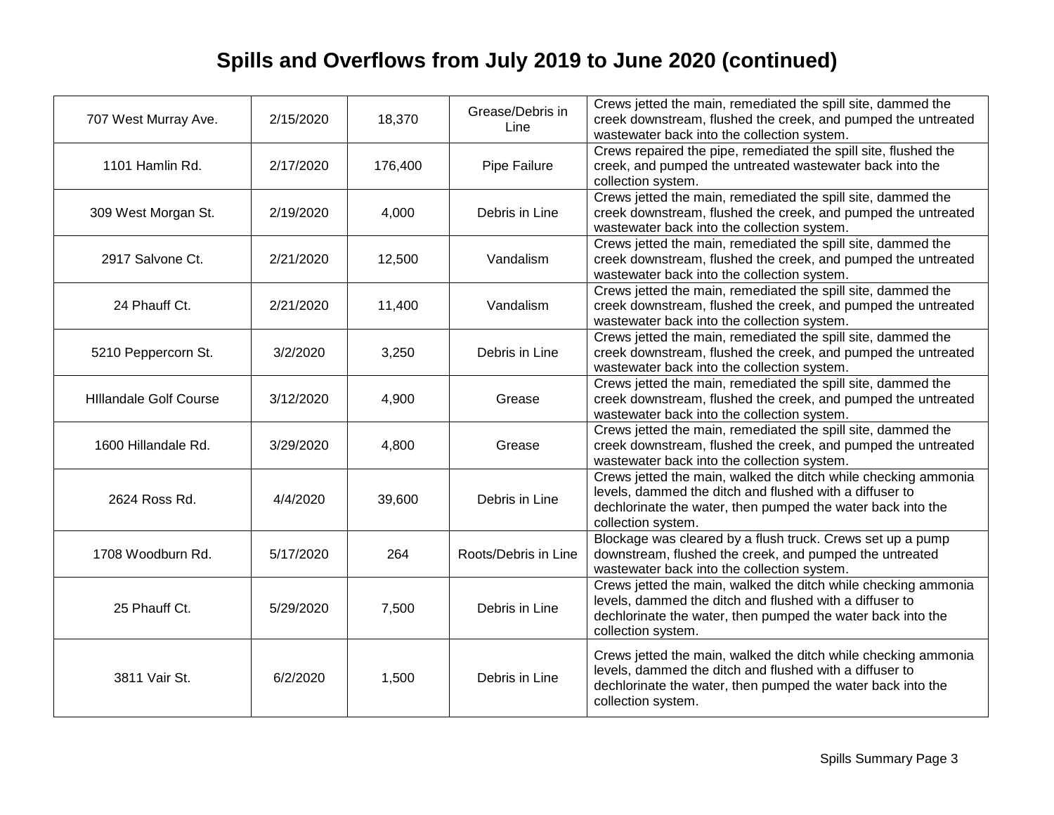# Spills and Overflows from July 2019 to June 2020 (continued)

| | | | | |
|---|---|---|---|---|
| 707 West Murray Ave. | 2/15/2020 | 18,370 | Grease/Debris in Line | Crews jetted the main, remediated the spill site, dammed the creek downstream, flushed the creek, and pumped the untreated wastewater back into the collection system. |
| 1101 Hamlin Rd. | 2/17/2020 | 176,400 | Pipe Failure | Crews repaired the pipe, remediated the spill site, flushed the creek, and pumped the untreated wastewater back into the collection system. |
| 309 West Morgan St. | 2/19/2020 | 4,000 | Debris in Line | Crews jetted the main, remediated the spill site, dammed the creek downstream, flushed the creek, and pumped the untreated wastewater back into the collection system. |
| 2917 Salvone Ct. | 2/21/2020 | 12,500 | Vandalism | Crews jetted the main, remediated the spill site, dammed the creek downstream, flushed the creek, and pumped the untreated wastewater back into the collection system. |
| 24 Phauff Ct. | 2/21/2020 | 11,400 | Vandalism | Crews jetted the main, remediated the spill site, dammed the creek downstream, flushed the creek, and pumped the untreated wastewater back into the collection system. |
| 5210 Peppercorn St. | 3/2/2020 | 3,250 | Debris in Line | Crews jetted the main, remediated the spill site, dammed the creek downstream, flushed the creek, and pumped the untreated wastewater back into the collection system. |
| HIllandale Golf Course | 3/12/2020 | 4,900 | Grease | Crews jetted the main, remediated the spill site, dammed the creek downstream, flushed the creek, and pumped the untreated wastewater back into the collection system. |
| 1600 Hillandale Rd. | 3/29/2020 | 4,800 | Grease | Crews jetted the main, remediated the spill site, dammed the creek downstream, flushed the creek, and pumped the untreated wastewater back into the collection system. |
| 2624 Ross Rd. | 4/4/2020 | 39,600 | Debris in Line | Crews jetted the main, walked the ditch while checking ammonia levels, dammed the ditch and flushed with a diffuser to dechlorinate the water, then pumped the water back into the collection system. |
| 1708 Woodburn Rd. | 5/17/2020 | 264 | Roots/Debris in Line | Blockage was cleared by a flush truck. Crews set up a pump downstream, flushed the creek, and pumped the untreated wastewater back into the collection system. |
| 25 Phauff Ct. | 5/29/2020 | 7,500 | Debris in Line | Crews jetted the main, walked the ditch while checking ammonia levels, dammed the ditch and flushed with a diffuser to dechlorinate the water, then pumped the water back into the collection system. |
| 3811 Vair St. | 6/2/2020 | 1,500 | Debris in Line | Crews jetted the main, walked the ditch while checking ammonia levels, dammed the ditch and flushed with a diffuser to dechlorinate the water, then pumped the water back into the collection system. |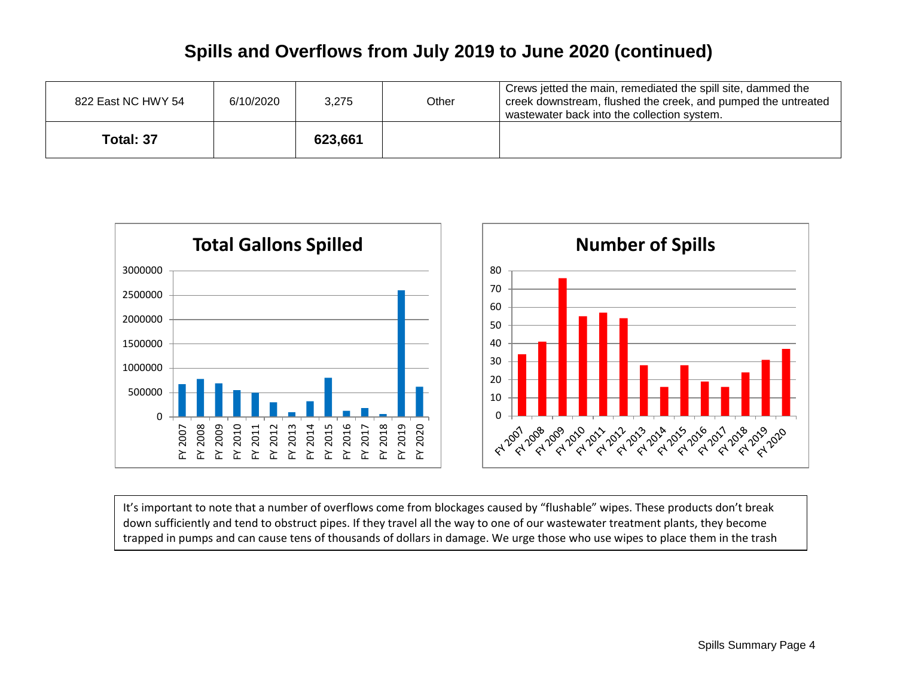## Spills and Overflows from July 2019 to June 2020 (continued)

| | | | | |
|---|---|---|---|---|
| 822 East NC HWY 54 | 6/10/2020 | 3,275 | Other | Crews jetted the main, remediated the spill site, dammed the creek downstream, flushed the creek, and pumped the untreated wastewater back into the collection system. |
| **Total: 37** | | **623,661** | | |

Total Gallons Spilled

3000000
2500000
2000000
1500000
1000000
500000
0

FY 2007 FY 2008 FY 2009 FY 2010 FY 2011 FY 2012 FY 2013 FY 2014 FY 2015 FY 2016 FY 2017 FY 2018 FY 2019 FY 2020

Number of Spills

80
70
60
50
40
30
20
10
0

FY 2007 FY 2008 FY 2009 FY 2010 FY 2011 FY 2012 FY 2013 FY 2014 FY 2015 FY 2016 FY 2017 FY 2018 FY 2019 FY 2020

It's important to note that a number of overflows come from blockages caused by "flushable" wipes. These products don't break down sufficiently and tend to obstruct pipes. If they travel all the way to one of our wastewater treatment plants, they become trapped in pumps and can cause tens of thousands of dollars in damage. We urge those who use wipes to place them in the trash